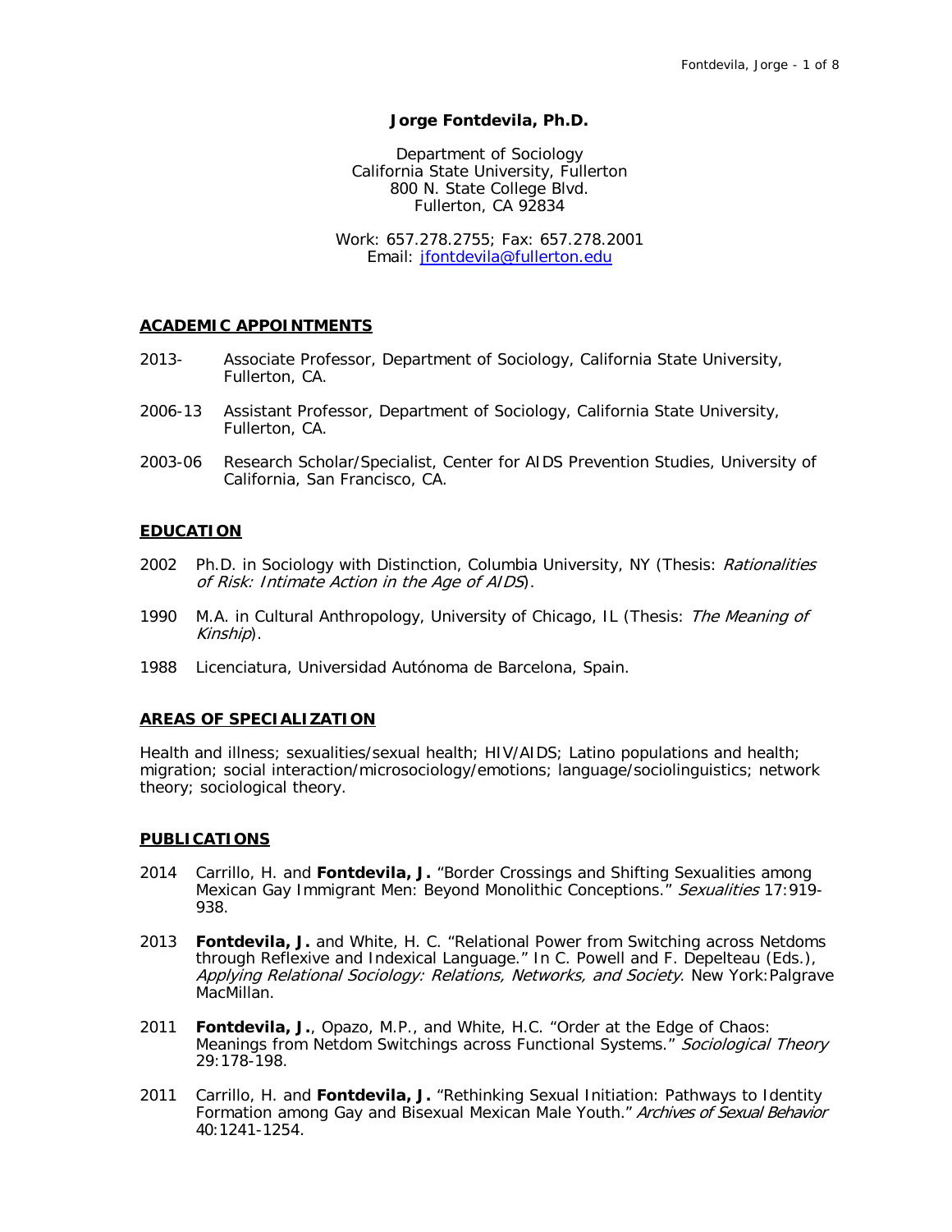# Jorge Fontdevila, Ph.D.

Department of Sociology
California State University, Fullerton
800 N. State College Blvd.
Fullerton, CA 92834

Work: 657.278.2755; Fax: 657.278.2001
Email: jfontdevila@fullerton.edu

## ACADEMIC APPOINTMENTS

2013- Associate Professor, Department of Sociology, California State University, Fullerton, CA.

2006-13 Assistant Professor, Department of Sociology, California State University, Fullerton, CA.

2003-06 Research Scholar/Specialist, Center for AIDS Prevention Studies, University of California, San Francisco, CA.

## EDUCATION

2002 Ph.D. in Sociology with Distinction, Columbia University, NY (Thesis: *Rationalities of Risk: Intimate Action in the Age of AIDS*).

1990 M.A. in Cultural Anthropology, University of Chicago, IL (Thesis: *The Meaning of Kinship*).

1988 Licenciatura, Universidad Autónoma de Barcelona, Spain.

## AREAS OF SPECIALIZATION

Health and illness; sexualities/sexual health; HIV/AIDS; Latino populations and health; migration; social interaction/microsociology/emotions; language/sociolinguistics; network theory; sociological theory.

## PUBLICATIONS

2014 Carrillo, H. and **Fontdevila, J.** "Border Crossings and Shifting Sexualities among Mexican Gay Immigrant Men: Beyond Monolithic Conceptions." *Sexualities* 17:919-938.

2013 **Fontdevila, J.** and White, H. C. "Relational Power from Switching across Netdoms through Reflexive and Indexical Language." In C. Powell and F. Depelteau (Eds.), *Applying Relational Sociology: Relations, Networks, and Society*. New York:Palgrave MacMillan.

2011 **Fontdevila, J.**, Opazo, M.P., and White, H.C. "Order at the Edge of Chaos: Meanings from Netdom Switchings across Functional Systems." *Sociological Theory* 29:178-198.

2011 Carrillo, H. and **Fontdevila, J.** "Rethinking Sexual Initiation: Pathways to Identity Formation among Gay and Bisexual Mexican Male Youth." *Archives of Sexual Behavior* 40:1241-1254.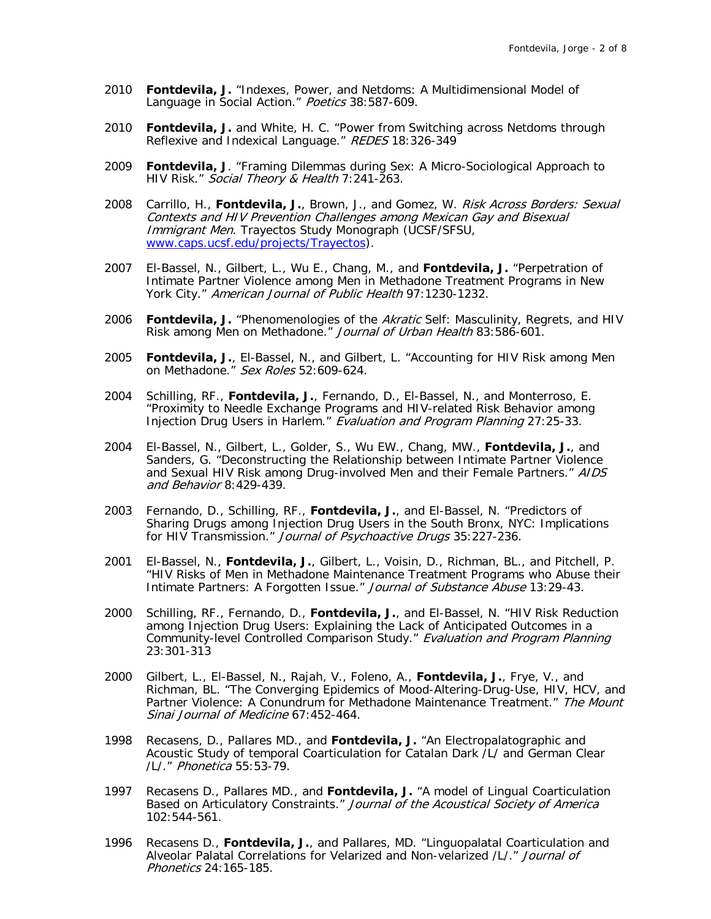2010 **Fontdevila, J.** "Indexes, Power, and Netdoms: A Multidimensional Model of Language in Social Action." *Poetics* 38:587-609.

2010 **Fontdevila, J.** and White, H. C. "Power from Switching across Netdoms through Reflexive and Indexical Language." *REDES* 18:326-349

2009 **Fontdevila, J**. "Framing Dilemmas during Sex: A Micro-Sociological Approach to HIV Risk." *Social Theory & Health* 7:241-263.

2008 Carrillo, H., **Fontdevila, J.**, Brown, J., and Gomez, W. *Risk Across Borders: Sexual Contexts and HIV Prevention Challenges among Mexican Gay and Bisexual Immigrant Men*. Trayectos Study Monograph (UCSF/SFSU, [www.caps.ucsf.edu/projects/Trayectos](www.caps.ucsf.edu/projects/Trayectos)).

2007 El-Bassel, N., Gilbert, L., Wu E., Chang, M., and **Fontdevila, J.** "Perpetration of Intimate Partner Violence among Men in Methadone Treatment Programs in New York City." *American Journal of Public Health* 97:1230-1232.

2006 **Fontdevila, J.** "Phenomenologies of the *Akratic* Self: Masculinity, Regrets, and HIV Risk among Men on Methadone." *Journal of Urban Health* 83:586-601.

2005 **Fontdevila, J.**, El-Bassel, N., and Gilbert, L. "Accounting for HIV Risk among Men on Methadone." *Sex Roles* 52:609-624.

2004 Schilling, RF., **Fontdevila, J.**, Fernando, D., El-Bassel, N., and Monterroso, E. "Proximity to Needle Exchange Programs and HIV-related Risk Behavior among Injection Drug Users in Harlem." *Evaluation and Program Planning* 27:25-33.

2004 El-Bassel, N., Gilbert, L., Golder, S., Wu EW., Chang, MW., **Fontdevila, J.**, and Sanders, G. "Deconstructing the Relationship between Intimate Partner Violence and Sexual HIV Risk among Drug-involved Men and their Female Partners." *AIDS and Behavior* 8:429-439.

2003 Fernando, D., Schilling, RF., **Fontdevila, J.**, and El-Bassel, N. "Predictors of Sharing Drugs among Injection Drug Users in the South Bronx, NYC: Implications for HIV Transmission." *Journal of Psychoactive Drugs* 35:227-236.

2001 El-Bassel, N., **Fontdevila, J.**, Gilbert, L., Voisin, D., Richman, BL., and Pitchell, P. "HIV Risks of Men in Methadone Maintenance Treatment Programs who Abuse their Intimate Partners: A Forgotten Issue." *Journal of Substance Abuse* 13:29-43.

2000 Schilling, RF., Fernando, D., **Fontdevila, J.**, and El-Bassel, N. "HIV Risk Reduction among Injection Drug Users: Explaining the Lack of Anticipated Outcomes in a Community-level Controlled Comparison Study." *Evaluation and Program Planning* 23:301-313

2000 Gilbert, L., El-Bassel, N., Rajah, V., Foleno, A., **Fontdevila, J.**, Frye, V., and Richman, BL. "The Converging Epidemics of Mood-Altering-Drug-Use, HIV, HCV, and Partner Violence: A Conundrum for Methadone Maintenance Treatment." *The Mount Sinai Journal of Medicine* 67:452-464.

1998 Recasens, D., Pallares MD., and **Fontdevila, J.** "An Electropalatographic and Acoustic Study of temporal Coarticulation for Catalan Dark /L/ and German Clear /L/." *Phonetica* 55:53-79.

1997 Recasens D., Pallares MD., and **Fontdevila, J.** "A model of Lingual Coarticulation Based on Articulatory Constraints." *Journal of the Acoustical Society of America* 102:544-561.

1996 Recasens D., **Fontdevila, J.**, and Pallares, MD. "Linguopalatal Coarticulation and Alveolar Palatal Correlations for Velarized and Non-velarized /L/." *Journal of Phonetics* 24:165-185.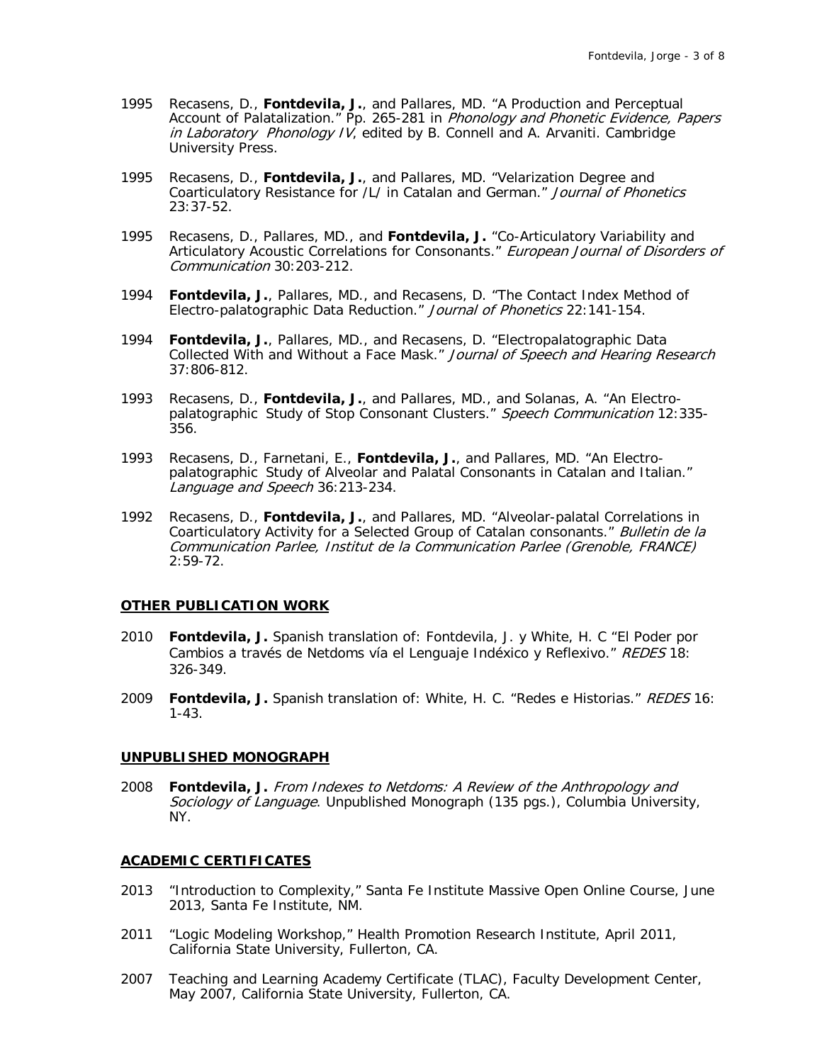1995 Recasens, D., **Fontdevila, J.**, and Pallares, MD. "A Production and Perceptual Account of Palatalization." Pp. 265-281 in *Phonology and Phonetic Evidence, Papers in Laboratory Phonology IV*, edited by B. Connell and A. Arvaniti. Cambridge University Press.

1995 Recasens, D., **Fontdevila, J.**, and Pallares, MD. "Velarization Degree and Coarticulatory Resistance for /L/ in Catalan and German." *Journal of Phonetics* 23:37-52.

1995 Recasens, D., Pallares, MD., and **Fontdevila, J.** "Co-Articulatory Variability and Articulatory Acoustic Correlations for Consonants." *European Journal of Disorders of Communication* 30:203-212.

1994 **Fontdevila, J.**, Pallares, MD., and Recasens, D. "The Contact Index Method of Electro-palatographic Data Reduction." *Journal of Phonetics* 22:141-154.

1994 **Fontdevila, J.**, Pallares, MD., and Recasens, D. "Electropalatographic Data Collected With and Without a Face Mask." *Journal of Speech and Hearing Research* 37:806-812.

1993 Recasens, D., **Fontdevila, J.**, and Pallares, MD., and Solanas, A. "An Electro-palatographic Study of Stop Consonant Clusters." *Speech Communication* 12:335-356.

1993 Recasens, D., Farnetani, E., **Fontdevila, J.**, and Pallares, MD. "An Electro-palatographic Study of Alveolar and Palatal Consonants in Catalan and Italian." *Language and Speech* 36:213-234.

1992 Recasens, D., **Fontdevila, J.**, and Pallares, MD. "Alveolar-palatal Correlations in Coarticulatory Activity for a Selected Group of Catalan consonants." *Bulletin de la Communication Parlee, Institut de la Communication Parlee (Grenoble, FRANCE)* 2:59-72.

## OTHER PUBLICATION WORK

2010 **Fontdevila, J.** Spanish translation of: Fontdevila, J. y White, H. C "El Poder por Cambios a través de Netdoms vía el Lenguaje Indéxico y Reflexivo." *REDES* 18: 326-349.

2009 **Fontdevila, J.** Spanish translation of: White, H. C. "Redes e Historias." *REDES* 16: 1-43.

## UNPUBLISHED MONOGRAPH

2008 **Fontdevila, J.** *From Indexes to Netdoms: A Review of the Anthropology and Sociology of Language*. Unpublished Monograph (135 pgs.), Columbia University, NY.

## ACADEMIC CERTIFICATES

2013 "Introduction to Complexity," Santa Fe Institute Massive Open Online Course, June 2013, Santa Fe Institute, NM.

2011 "Logic Modeling Workshop," Health Promotion Research Institute, April 2011, California State University, Fullerton, CA.

2007 Teaching and Learning Academy Certificate (TLAC), Faculty Development Center, May 2007, California State University, Fullerton, CA.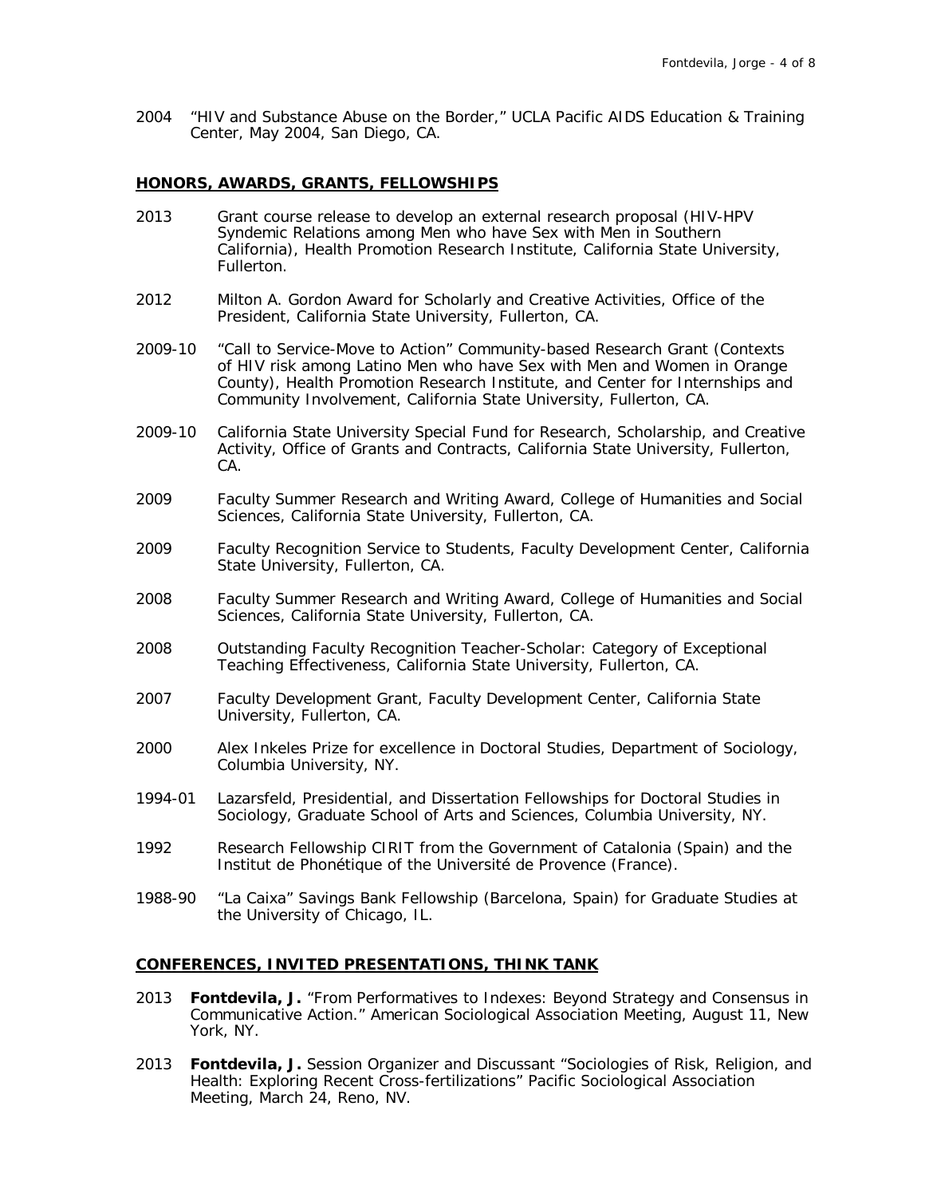2004 "HIV and Substance Abuse on the Border," UCLA Pacific AIDS Education & Training Center, May 2004, San Diego, CA.

## HONORS, AWARDS, GRANTS, FELLOWSHIPS

2013 Grant course release to develop an external research proposal (HIV-HPV Syndemic Relations among Men who have Sex with Men in Southern California), Health Promotion Research Institute, California State University, Fullerton.

2012 Milton A. Gordon Award for Scholarly and Creative Activities, Office of the President, California State University, Fullerton, CA.

2009-10 "Call to Service-Move to Action" Community-based Research Grant (Contexts of HIV risk among Latino Men who have Sex with Men and Women in Orange County), Health Promotion Research Institute, and Center for Internships and Community Involvement, California State University, Fullerton, CA.

2009-10 California State University Special Fund for Research, Scholarship, and Creative Activity, Office of Grants and Contracts, California State University, Fullerton, CA.

2009 Faculty Summer Research and Writing Award, College of Humanities and Social Sciences, California State University, Fullerton, CA.

2009 Faculty Recognition Service to Students, Faculty Development Center, California State University, Fullerton, CA.

2008 Faculty Summer Research and Writing Award, College of Humanities and Social Sciences, California State University, Fullerton, CA.

2008 Outstanding Faculty Recognition Teacher-Scholar: Category of Exceptional Teaching Effectiveness, California State University, Fullerton, CA.

2007 Faculty Development Grant, Faculty Development Center, California State University, Fullerton, CA.

2000 Alex Inkeles Prize for excellence in Doctoral Studies, Department of Sociology, Columbia University, NY.

1994-01 Lazarsfeld, Presidential, and Dissertation Fellowships for Doctoral Studies in Sociology, Graduate School of Arts and Sciences, Columbia University, NY.

1992 Research Fellowship CIRIT from the Government of Catalonia (Spain) and the Institut de Phonétique of the Université de Provence (France).

1988-90 "La Caixa" Savings Bank Fellowship (Barcelona, Spain) for Graduate Studies at the University of Chicago, IL.

## CONFERENCES, INVITED PRESENTATIONS, THINK TANK

2013 **Fontdevila, J.** "From Performatives to Indexes: Beyond Strategy and Consensus in Communicative Action." American Sociological Association Meeting, August 11, New York, NY.

2013 **Fontdevila, J.** Session Organizer and Discussant "Sociologies of Risk, Religion, and Health: Exploring Recent Cross-fertilizations" Pacific Sociological Association Meeting, March 24, Reno, NV.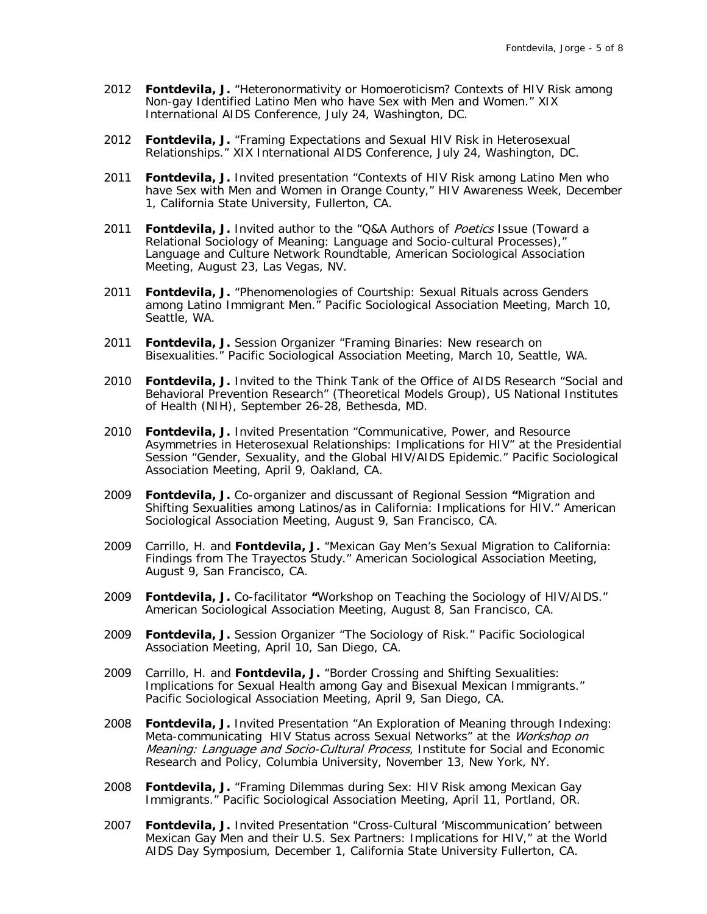2012 **Fontdevila, J.** "Heteronormativity or Homoeroticism? Contexts of HIV Risk among Non-gay Identified Latino Men who have Sex with Men and Women." XIX International AIDS Conference, July 24, Washington, DC.

2012 **Fontdevila, J.** "Framing Expectations and Sexual HIV Risk in Heterosexual Relationships." XIX International AIDS Conference, July 24, Washington, DC.

2011 **Fontdevila, J.** Invited presentation "Contexts of HIV Risk among Latino Men who have Sex with Men and Women in Orange County," HIV Awareness Week, December 1, California State University, Fullerton, CA.

2011 **Fontdevila, J.** Invited author to the "Q&A Authors of *Poetics* Issue (Toward a Relational Sociology of Meaning: Language and Socio-cultural Processes)," Language and Culture Network Roundtable, American Sociological Association Meeting, August 23, Las Vegas, NV.

2011 **Fontdevila, J.** "Phenomenologies of Courtship: Sexual Rituals across Genders among Latino Immigrant Men." Pacific Sociological Association Meeting, March 10, Seattle, WA.

2011 **Fontdevila, J.** Session Organizer "Framing Binaries: New research on Bisexualities." Pacific Sociological Association Meeting, March 10, Seattle, WA.

2010 **Fontdevila, J.** Invited to the Think Tank of the Office of AIDS Research "Social and Behavioral Prevention Research" (Theoretical Models Group), US National Institutes of Health (NIH), September 26-28, Bethesda, MD.

2010 **Fontdevila, J.** Invited Presentation "Communicative, Power, and Resource Asymmetries in Heterosexual Relationships: Implications for HIV" at the Presidential Session "Gender, Sexuality, and the Global HIV/AIDS Epidemic." Pacific Sociological Association Meeting, April 9, Oakland, CA.

2009 **Fontdevila, J.** Co-organizer and discussant of Regional Session **"**Migration and Shifting Sexualities among Latinos/as in California: Implications for HIV." American Sociological Association Meeting, August 9, San Francisco, CA.

2009 Carrillo, H. and **Fontdevila, J.** "Mexican Gay Men's Sexual Migration to California: Findings from The Trayectos Study." American Sociological Association Meeting, August 9, San Francisco, CA.

2009 **Fontdevila, J.** Co-facilitator **"**Workshop on Teaching the Sociology of HIV/AIDS." American Sociological Association Meeting, August 8, San Francisco, CA.

2009 **Fontdevila, J.** Session Organizer "The Sociology of Risk." Pacific Sociological Association Meeting, April 10, San Diego, CA.

2009 Carrillo, H. and **Fontdevila, J.** "Border Crossing and Shifting Sexualities: Implications for Sexual Health among Gay and Bisexual Mexican Immigrants." Pacific Sociological Association Meeting, April 9, San Diego, CA.

2008 **Fontdevila, J.** Invited Presentation "An Exploration of Meaning through Indexing: Meta-communicating HIV Status across Sexual Networks" at the *Workshop on Meaning: Language and Socio-Cultural Process*, Institute for Social and Economic Research and Policy, Columbia University, November 13, New York, NY.

2008 **Fontdevila, J.** "Framing Dilemmas during Sex: HIV Risk among Mexican Gay Immigrants." Pacific Sociological Association Meeting, April 11, Portland, OR.

2007 **Fontdevila, J.** Invited Presentation "Cross-Cultural 'Miscommunication' between Mexican Gay Men and their U.S. Sex Partners: Implications for HIV," at the World AIDS Day Symposium, December 1, California State University Fullerton, CA.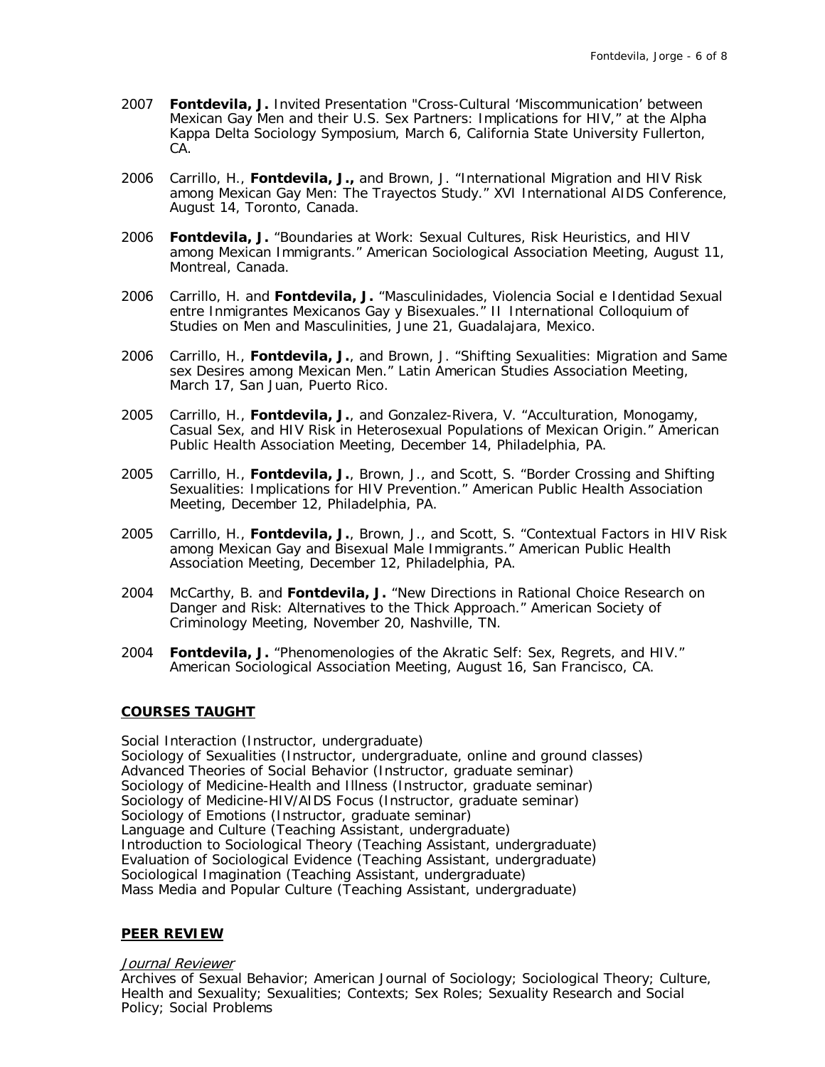2007 **Fontdevila, J.** Invited Presentation "Cross-Cultural 'Miscommunication' between Mexican Gay Men and their U.S. Sex Partners: Implications for HIV," at the Alpha Kappa Delta Sociology Symposium, March 6, California State University Fullerton, CA.

2006 Carrillo, H., **Fontdevila, J.,** and Brown, J. "International Migration and HIV Risk among Mexican Gay Men: The Trayectos Study." XVI International AIDS Conference, August 14, Toronto, Canada.

2006 **Fontdevila, J.** "Boundaries at Work: Sexual Cultures, Risk Heuristics, and HIV among Mexican Immigrants." American Sociological Association Meeting, August 11, Montreal, Canada.

2006 Carrillo, H. and **Fontdevila, J.** "Masculinidades, Violencia Social e Identidad Sexual entre Inmigrantes Mexicanos Gay y Bisexuales." II International Colloquium of Studies on Men and Masculinities, June 21, Guadalajara, Mexico.

2006 Carrillo, H., **Fontdevila, J.**, and Brown, J. "Shifting Sexualities: Migration and Same sex Desires among Mexican Men." Latin American Studies Association Meeting, March 17, San Juan, Puerto Rico.

2005 Carrillo, H., **Fontdevila, J.**, and Gonzalez-Rivera, V. "Acculturation, Monogamy, Casual Sex, and HIV Risk in Heterosexual Populations of Mexican Origin." American Public Health Association Meeting, December 14, Philadelphia, PA.

2005 Carrillo, H., **Fontdevila, J.**, Brown, J., and Scott, S. "Border Crossing and Shifting Sexualities: Implications for HIV Prevention." American Public Health Association Meeting, December 12, Philadelphia, PA.

2005 Carrillo, H., **Fontdevila, J.**, Brown, J., and Scott, S. "Contextual Factors in HIV Risk among Mexican Gay and Bisexual Male Immigrants." American Public Health Association Meeting, December 12, Philadelphia, PA.

2004 McCarthy, B. and **Fontdevila, J.** "New Directions in Rational Choice Research on Danger and Risk: Alternatives to the Thick Approach." American Society of Criminology Meeting, November 20, Nashville, TN.

2004 **Fontdevila, J.** "Phenomenologies of the Akratic Self: Sex, Regrets, and HIV." American Sociological Association Meeting, August 16, San Francisco, CA.

## COURSES TAUGHT

Social Interaction (Instructor, undergraduate)
Sociology of Sexualities (Instructor, undergraduate, online and ground classes)
Advanced Theories of Social Behavior (Instructor, graduate seminar)
Sociology of Medicine-Health and Illness (Instructor, graduate seminar)
Sociology of Medicine-HIV/AIDS Focus (Instructor, graduate seminar)
Sociology of Emotions (Instructor, graduate seminar)
Language and Culture (Teaching Assistant, undergraduate)
Introduction to Sociological Theory (Teaching Assistant, undergraduate)
Evaluation of Sociological Evidence (Teaching Assistant, undergraduate)
Sociological Imagination (Teaching Assistant, undergraduate)
Mass Media and Popular Culture (Teaching Assistant, undergraduate)

## PEER REVIEW

*Journal Reviewer*

Archives of Sexual Behavior; American Journal of Sociology; Sociological Theory; Culture, Health and Sexuality; Sexualities; Contexts; Sex Roles; Sexuality Research and Social Policy; Social Problems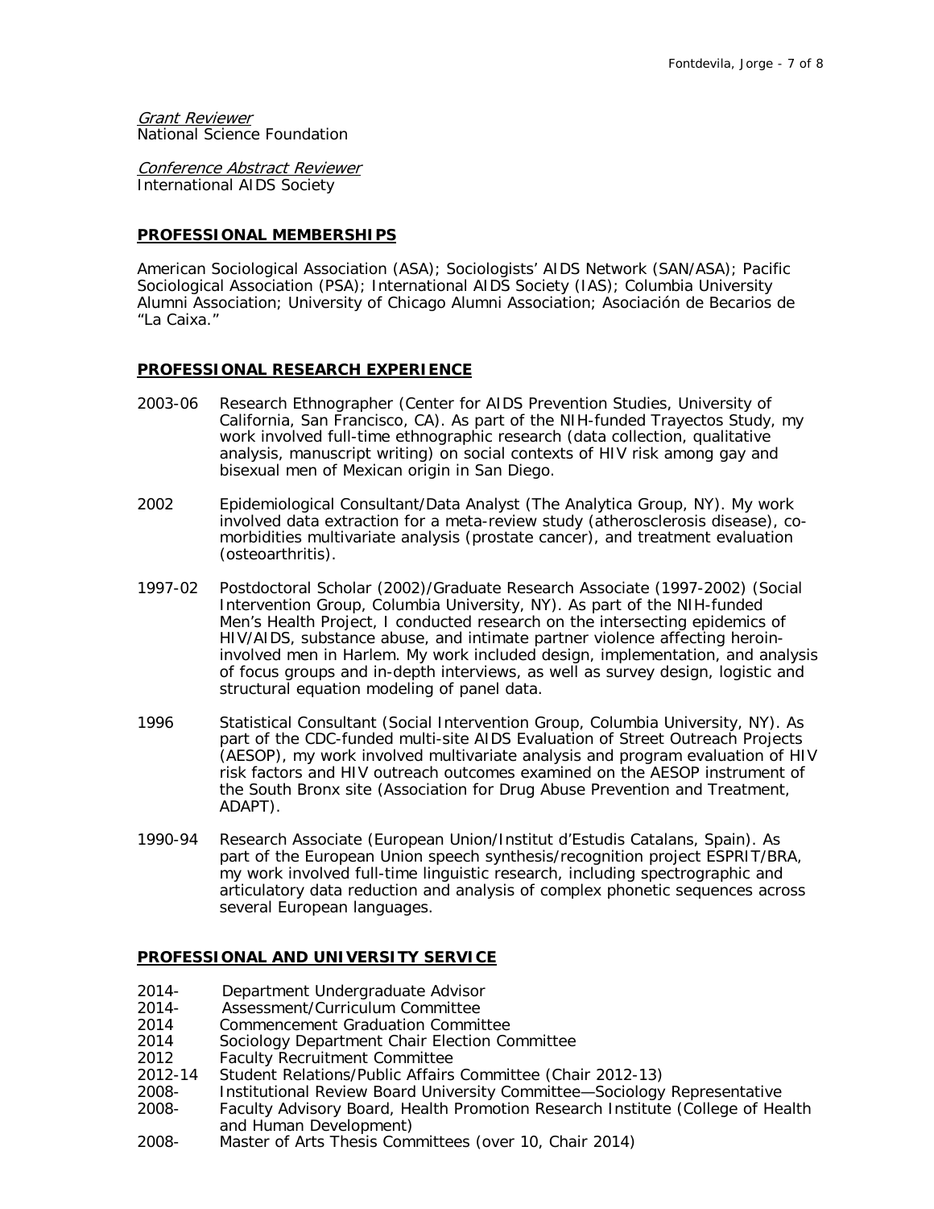*Grant Reviewer*
National Science Foundation

*Conference Abstract Reviewer*
International AIDS Society

## PROFESSIONAL MEMBERSHIPS

American Sociological Association (ASA); Sociologists' AIDS Network (SAN/ASA); Pacific Sociological Association (PSA); International AIDS Society (IAS); Columbia University Alumni Association; University of Chicago Alumni Association; Asociación de Becarios de "La Caixa."

## PROFESSIONAL RESEARCH EXPERIENCE

2003-06 Research Ethnographer (Center for AIDS Prevention Studies, University of California, San Francisco, CA). As part of the NIH-funded Trayectos Study, my work involved full-time ethnographic research (data collection, qualitative analysis, manuscript writing) on social contexts of HIV risk among gay and bisexual men of Mexican origin in San Diego.

2002 Epidemiological Consultant/Data Analyst (The Analytica Group, NY). My work involved data extraction for a meta-review study (atherosclerosis disease), co-morbidities multivariate analysis (prostate cancer), and treatment evaluation (osteoarthritis).

1997-02 Postdoctoral Scholar (2002)/Graduate Research Associate (1997-2002) (Social Intervention Group, Columbia University, NY). As part of the NIH-funded Men's Health Project, I conducted research on the intersecting epidemics of HIV/AIDS, substance abuse, and intimate partner violence affecting heroin-involved men in Harlem. My work included design, implementation, and analysis of focus groups and in-depth interviews, as well as survey design, logistic and structural equation modeling of panel data.

1996 Statistical Consultant (Social Intervention Group, Columbia University, NY). As part of the CDC-funded multi-site AIDS Evaluation of Street Outreach Projects (AESOP), my work involved multivariate analysis and program evaluation of HIV risk factors and HIV outreach outcomes examined on the AESOP instrument of the South Bronx site (Association for Drug Abuse Prevention and Treatment, ADAPT).

1990-94 Research Associate (European Union/Institut d'Estudis Catalans, Spain). As part of the European Union speech synthesis/recognition project ESPRIT/BRA, my work involved full-time linguistic research, including spectrographic and articulatory data reduction and analysis of complex phonetic sequences across several European languages.

## PROFESSIONAL AND UNIVERSITY SERVICE

2014- Department Undergraduate Advisor
2014- Assessment/Curriculum Committee
2014 Commencement Graduation Committee
2014 Sociology Department Chair Election Committee
2012 Faculty Recruitment Committee
2012-14 Student Relations/Public Affairs Committee (Chair 2012-13)
2008- Institutional Review Board University Committee—Sociology Representative
2008- Faculty Advisory Board, Health Promotion Research Institute (College of Health and Human Development)
2008- Master of Arts Thesis Committees (over 10, Chair 2014)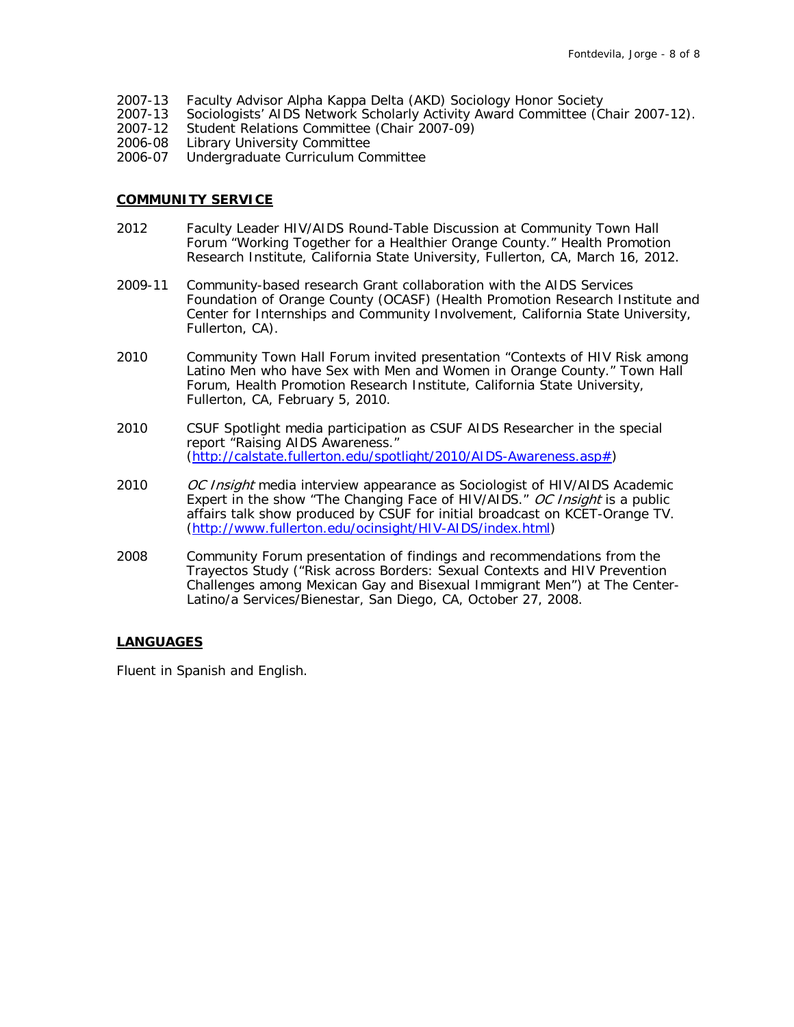2007-13 Faculty Advisor Alpha Kappa Delta (AKD) Sociology Honor Society
2007-13 Sociologists' AIDS Network Scholarly Activity Award Committee (Chair 2007-12).
2007-12 Student Relations Committee (Chair 2007-09)
2006-08 Library University Committee
2006-07 Undergraduate Curriculum Committee

## **COMMUNITY SERVICE**

2012 Faculty Leader HIV/AIDS Round-Table Discussion at Community Town Hall Forum "Working Together for a Healthier Orange County." Health Promotion Research Institute, California State University, Fullerton, CA, March 16, 2012.

2009-11 Community-based research Grant collaboration with the AIDS Services Foundation of Orange County (OCASF) (Health Promotion Research Institute and Center for Internships and Community Involvement, California State University, Fullerton, CA).

2010 Community Town Hall Forum invited presentation "Contexts of HIV Risk among Latino Men who have Sex with Men and Women in Orange County." Town Hall Forum, Health Promotion Research Institute, California State University, Fullerton, CA, February 5, 2010.

2010 CSUF Spotlight media participation as CSUF AIDS Researcher in the special report "Raising AIDS Awareness." (http://calstate.fullerton.edu/spotlight/2010/AIDS-Awareness.asp#)

2010 *OC Insight* media interview appearance as Sociologist of HIV/AIDS Academic Expert in the show "The Changing Face of HIV/AIDS." *OC Insight* is a public affairs talk show produced by CSUF for initial broadcast on KCET-Orange TV. (http://www.fullerton.edu/ocinsight/HIV-AIDS/index.html)

2008 Community Forum presentation of findings and recommendations from the Trayectos Study ("Risk across Borders: Sexual Contexts and HIV Prevention Challenges among Mexican Gay and Bisexual Immigrant Men") at The Center-Latino/a Services/Bienestar, San Diego, CA, October 27, 2008.

## **LANGUAGES**

Fluent in Spanish and English.